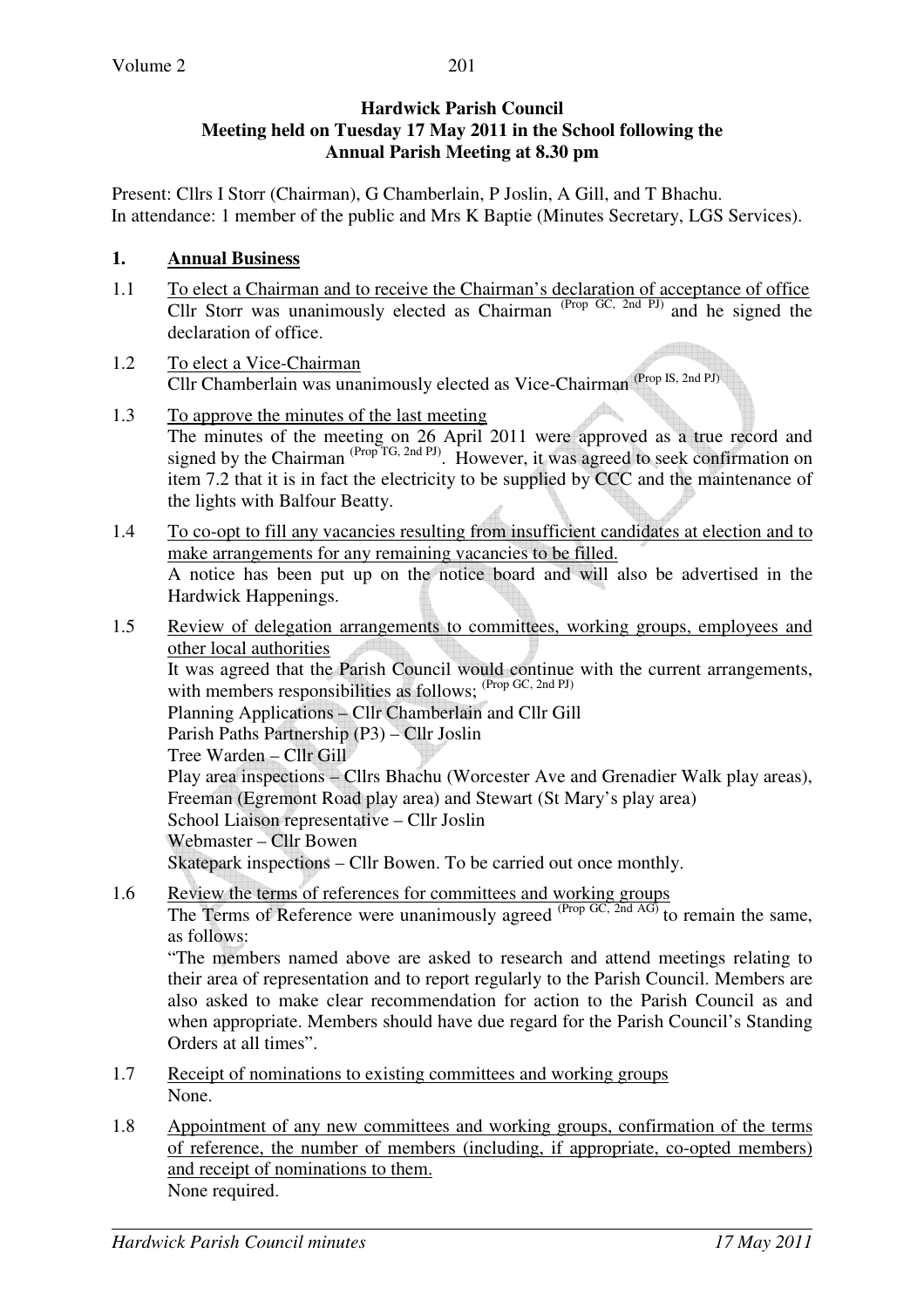**Hardwick Parish Council**
**Meeting held on Tuesday 17 May 2011 in the School following the Annual Parish Meeting at 8.30 pm**

Present: Cllrs I Storr (Chairman), G Chamberlain, P Joslin, A Gill, and T Bhachu.
In attendance: 1 member of the public and Mrs K Baptie (Minutes Secretary, LGS Services).

## 1. Annual Business

1.1 To elect a Chairman and to receive the Chairman's declaration of acceptance of office
Cllr Storr was unanimously elected as Chairman (Prop GC, 2nd PJ) and he signed the declaration of office.

1.2 To elect a Vice-Chairman
Cllr Chamberlain was unanimously elected as Vice-Chairman (Prop IS, 2nd PJ)

1.3 To approve the minutes of the last meeting
The minutes of the meeting on 26 April 2011 were approved as a true record and signed by the Chairman (Prop TG, 2nd PJ). However, it was agreed to seek confirmation on item 7.2 that it is in fact the electricity to be supplied by CCC and the maintenance of the lights with Balfour Beatty.

1.4 To co-opt to fill any vacancies resulting from insufficient candidates at election and to make arrangements for any remaining vacancies to be filled.
A notice has been put up on the notice board and will also be advertised in the Hardwick Happenings.

1.5 Review of delegation arrangements to committees, working groups, employees and other local authorities
It was agreed that the Parish Council would continue with the current arrangements, with members responsibilities as follows; (Prop GC, 2nd PJ)
Planning Applications – Cllr Chamberlain and Cllr Gill
Parish Paths Partnership (P3) – Cllr Joslin
Tree Warden – Cllr Gill
Play area inspections – Cllrs Bhachu (Worcester Ave and Grenadier Walk play areas), Freeman (Egremont Road play area) and Stewart (St Mary's play area)
School Liaison representative – Cllr Joslin
Webmaster – Cllr Bowen
Skatepark inspections – Cllr Bowen. To be carried out once monthly.

1.6 Review the terms of references for committees and working groups
The Terms of Reference were unanimously agreed (Prop GC, 2nd AG) to remain the same, as follows:
"The members named above are asked to research and attend meetings relating to their area of representation and to report regularly to the Parish Council. Members are also asked to make clear recommendation for action to the Parish Council as and when appropriate. Members should have due regard for the Parish Council's Standing Orders at all times".

1.7 Receipt of nominations to existing committees and working groups
None.

1.8 Appointment of any new committees and working groups, confirmation of the terms of reference, the number of members (including, if appropriate, co-opted members) and receipt of nominations to them.
None required.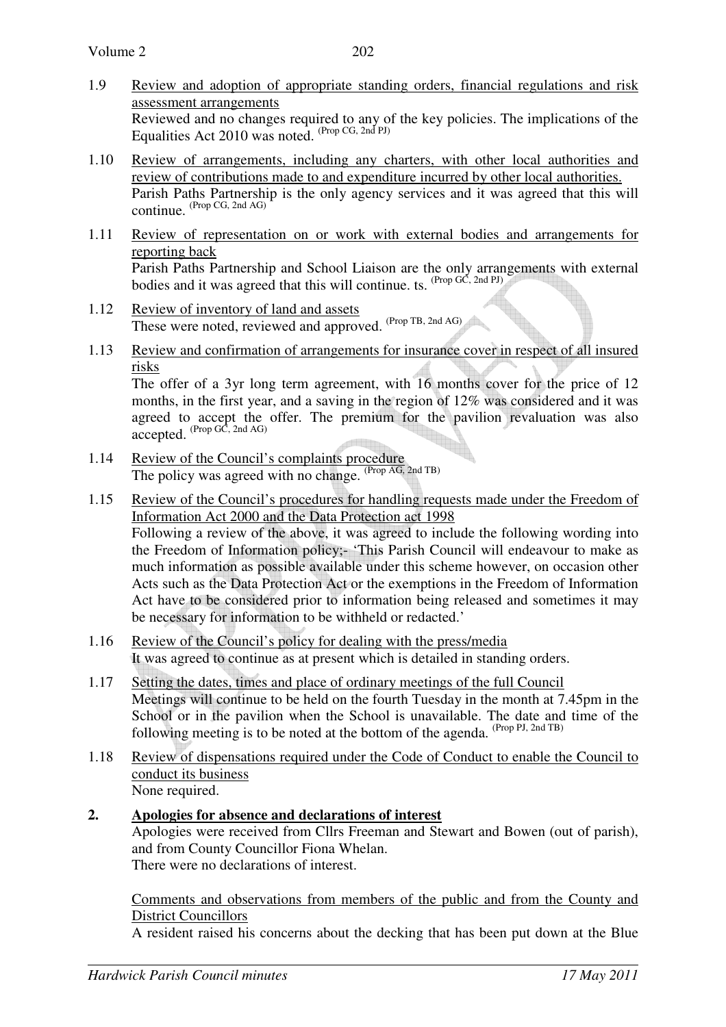1.9 Review and adoption of appropriate standing orders, financial regulations and risk assessment arrangements

Reviewed and no changes required to any of the key policies. The implications of the Equalities Act 2010 was noted. (Prop CG, 2nd PJ)

1.10 Review of arrangements, including any charters, with other local authorities and review of contributions made to and expenditure incurred by other local authorities.

Parish Paths Partnership is the only agency services and it was agreed that this will continue. (Prop CG, 2nd AG)

1.11 Review of representation on or work with external bodies and arrangements for reporting back

Parish Paths Partnership and School Liaison are the only arrangements with external bodies and it was agreed that this will continue. ts. (Prop GC, 2nd PJ)

1.12 Review of inventory of land and assets

These were noted, reviewed and approved. (Prop TB, 2nd AG)

1.13 Review and confirmation of arrangements for insurance cover in respect of all insured risks

The offer of a 3yr long term agreement, with 16 months cover for the price of 12 months, in the first year, and a saving in the region of 12% was considered and it was agreed to accept the offer. The premium for the pavilion revaluation was also accepted. (Prop GC, 2nd AG)

1.14 Review of the Council's complaints procedure

The policy was agreed with no change. (Prop AG, 2nd TB)

1.15 Review of the Council's procedures for handling requests made under the Freedom of Information Act 2000 and the Data Protection act 1998

Following a review of the above, it was agreed to include the following wording into the Freedom of Information policy;- 'This Parish Council will endeavour to make as much information as possible available under this scheme however, on occasion other Acts such as the Data Protection Act or the exemptions in the Freedom of Information Act have to be considered prior to information being released and sometimes it may be necessary for information to be withheld or redacted.'

1.16 Review of the Council's policy for dealing with the press/media

It was agreed to continue as at present which is detailed in standing orders.

1.17 Setting the dates, times and place of ordinary meetings of the full Council

Meetings will continue to be held on the fourth Tuesday in the month at 7.45pm in the School or in the pavilion when the School is unavailable. The date and time of the following meeting is to be noted at the bottom of the agenda. (Prop PJ, 2nd TB)

1.18 Review of dispensations required under the Code of Conduct to enable the Council to conduct its business

None required.

**2. Apologies for absence and declarations of interest**

Apologies were received from Cllrs Freeman and Stewart and Bowen (out of parish), and from County Councillor Fiona Whelan.

There were no declarations of interest.

Comments and observations from members of the public and from the County and District Councillors

A resident raised his concerns about the decking that has been put down at the Blue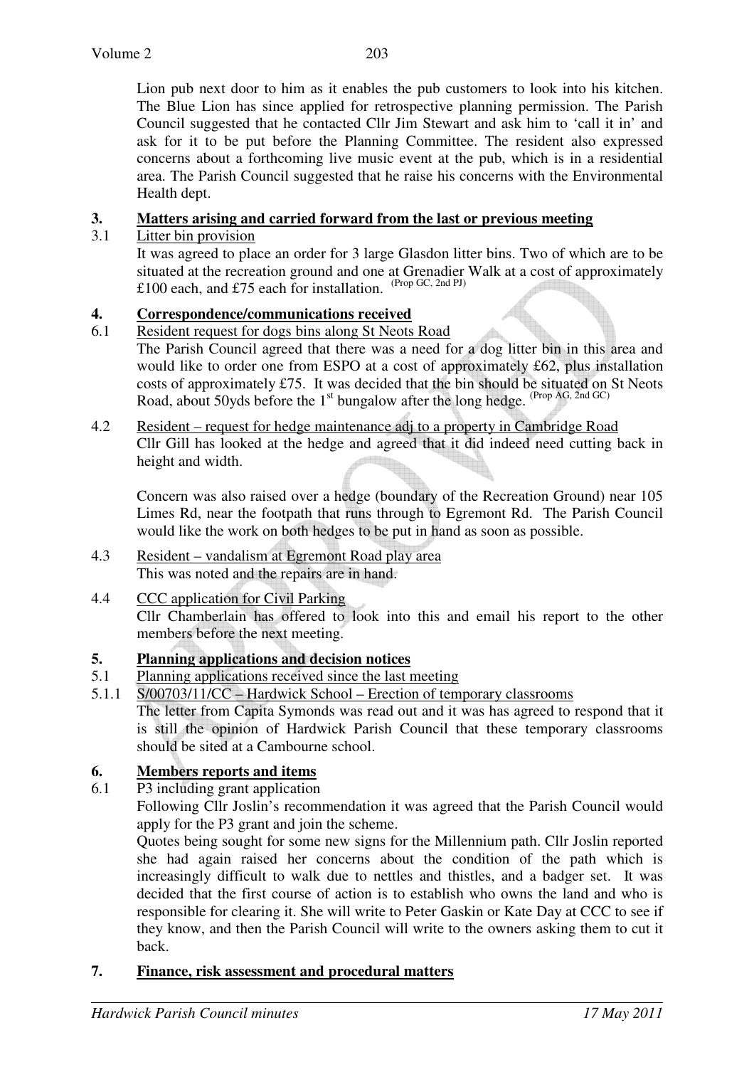Lion pub next door to him as it enables the pub customers to look into his kitchen. The Blue Lion has since applied for retrospective planning permission. The Parish Council suggested that he contacted Cllr Jim Stewart and ask him to 'call it in' and ask for it to be put before the Planning Committee. The resident also expressed concerns about a forthcoming live music event at the pub, which is in a residential area. The Parish Council suggested that he raise his concerns with the Environmental Health dept.

## 3. Matters arising and carried forward from the last or previous meeting

3.1 Litter bin provision

It was agreed to place an order for 3 large Glasdon litter bins. Two of which are to be situated at the recreation ground and one at Grenadier Walk at a cost of approximately £100 each, and £75 each for installation. (Prop GC, 2nd PJ)

## 4. Correspondence/communications received

6.1 Resident request for dogs bins along St Neots Road

The Parish Council agreed that there was a need for a dog litter bin in this area and would like to order one from ESPO at a cost of approximately £62, plus installation costs of approximately £75. It was decided that the bin should be situated on St Neots Road, about 50yds before the 1st bungalow after the long hedge. (Prop AG, 2nd GC)

4.2 Resident – request for hedge maintenance adj to a property in Cambridge Road

Cllr Gill has looked at the hedge and agreed that it did indeed need cutting back in height and width.

Concern was also raised over a hedge (boundary of the Recreation Ground) near 105 Limes Rd, near the footpath that runs through to Egremont Rd. The Parish Council would like the work on both hedges to be put in hand as soon as possible.

4.3 Resident – vandalism at Egremont Road play area

This was noted and the repairs are in hand.

4.4 CCC application for Civil Parking

Cllr Chamberlain has offered to look into this and email his report to the other members before the next meeting.

## 5. Planning applications and decision notices

5.1 Planning applications received since the last meeting

5.1.1 S/00703/11/CC – Hardwick School – Erection of temporary classrooms

The letter from Capita Symonds was read out and it was has agreed to respond that it is still the opinion of Hardwick Parish Council that these temporary classrooms should be sited at a Cambourne school.

## 6. Members reports and items

6.1 P3 including grant application

Following Cllr Joslin's recommendation it was agreed that the Parish Council would apply for the P3 grant and join the scheme.

Quotes being sought for some new signs for the Millennium path. Cllr Joslin reported she had again raised her concerns about the condition of the path which is increasingly difficult to walk due to nettles and thistles, and a badger set. It was decided that the first course of action is to establish who owns the land and who is responsible for clearing it. She will write to Peter Gaskin or Kate Day at CCC to see if they know, and then the Parish Council will write to the owners asking them to cut it back.

## 7. Finance, risk assessment and procedural matters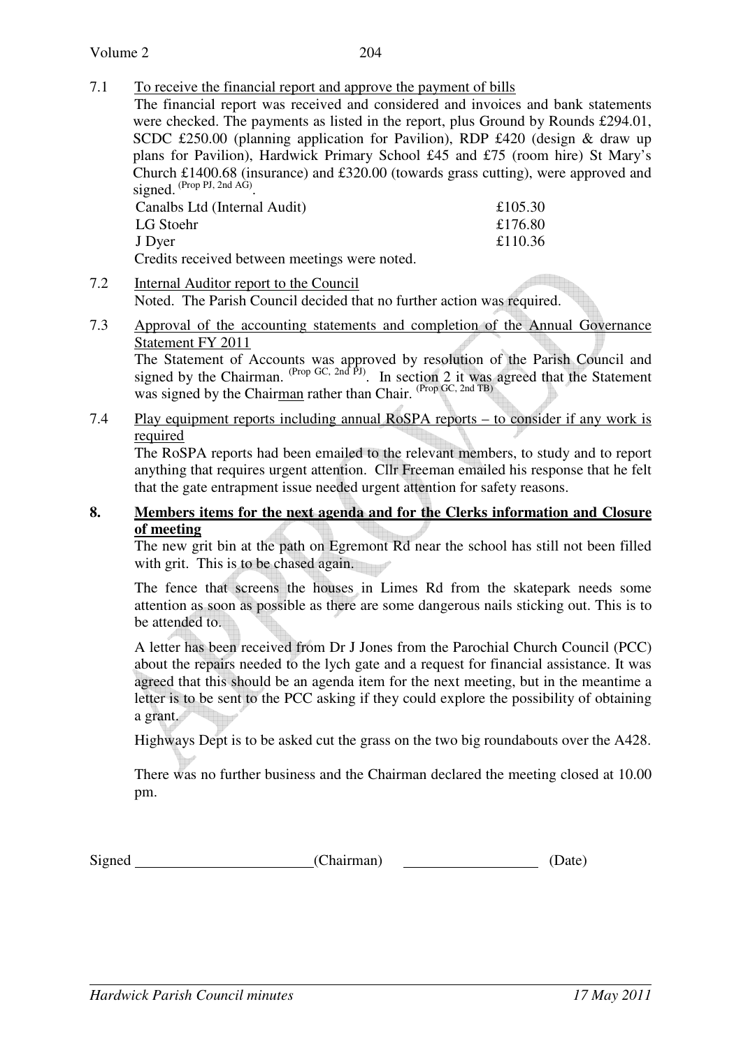7.1 <u>To receive the financial report and approve the payment of bills</u>

The financial report was received and considered and invoices and bank statements were checked. The payments as listed in the report, plus Ground by Rounds £294.01, SCDC £250.00 (planning application for Pavilion), RDP £420 (design & draw up plans for Pavilion), Hardwick Primary School £45 and £75 (room hire) St Mary's Church £1400.68 (insurance) and £320.00 (towards grass cutting), were approved and signed. (Prop PJ, 2nd AG).

| | |
|---|---|
| Canalbs Ltd (Internal Audit) | £105.30 |
| LG Stoehr | £176.80 |
| J Dyer | £110.36 |

Credits received between meetings were noted.

7.2 <u>Internal Auditor report to the Council</u>

Noted. The Parish Council decided that no further action was required.

7.3 <u>Approval of the accounting statements and completion of the Annual Governance Statement FY 2011</u>

The Statement of Accounts was approved by resolution of the Parish Council and signed by the Chairman. (Prop GC, 2nd PJ). In section 2 it was agreed that the Statement was signed by the Chair<u>man</u> rather than Chair. (Prop GC, 2nd TB)

7.4 <u>Play equipment reports including annual RoSPA reports – to consider if any work is required</u>

The RoSPA reports had been emailed to the relevant members, to study and to report anything that requires urgent attention. Cllr Freeman emailed his response that he felt that the gate entrapment issue needed urgent attention for safety reasons.

**8. <u>Members items for the next agenda and for the Clerks information and Closure of meeting</u>**

The new grit bin at the path on Egremont Rd near the school has still not been filled with grit. This is to be chased again.

The fence that screens the houses in Limes Rd from the skatepark needs some attention as soon as possible as there are some dangerous nails sticking out. This is to be attended to.

A letter has been received from Dr J Jones from the Parochial Church Council (PCC) about the repairs needed to the lych gate and a request for financial assistance. It was agreed that this should be an agenda item for the next meeting, but in the meantime a letter is to be sent to the PCC asking if they could explore the possibility of obtaining a grant.

Highways Dept is to be asked cut the grass on the two big roundabouts over the A428.

There was no further business and the Chairman declared the meeting closed at 10.00 pm.

Signed ________________________(Chairman) __________________ (Date)